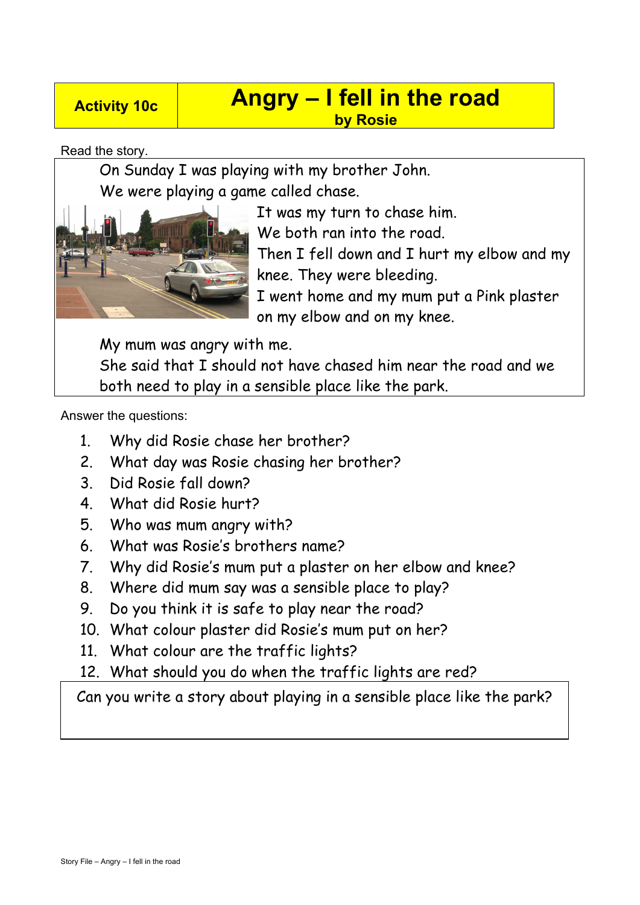**Activity 10c**

# Angry – I fell in the road

**by Rosie**

Read the story.

On Sunday I was playing with my brother John.
We were playing a game called chase.
It was my turn to chase him.
We both ran into the road.
Then I fell down and I hurt my elbow and my knee. They were bleeding.
I went home and my mum put a Pink plaster on my elbow and on my knee.

My mum was angry with me.
She said that I should not have chased him near the road and we both need to play in a sensible place like the park.

Answer the questions:

1. Why did Rosie chase her brother?
2. What day was Rosie chasing her brother?
3. Did Rosie fall down?
4. What did Rosie hurt?
5. Who was mum angry with?
6. What was Rosie's brothers name?
7. Why did Rosie's mum put a plaster on her elbow and knee?
8. Where did mum say was a sensible place to play?
9. Do you think it is safe to play near the road?
10. What colour plaster did Rosie's mum put on her?
11. What colour are the traffic lights?
12. What should you do when the traffic lights are red?

Can you write a story about playing in a sensible place like the park?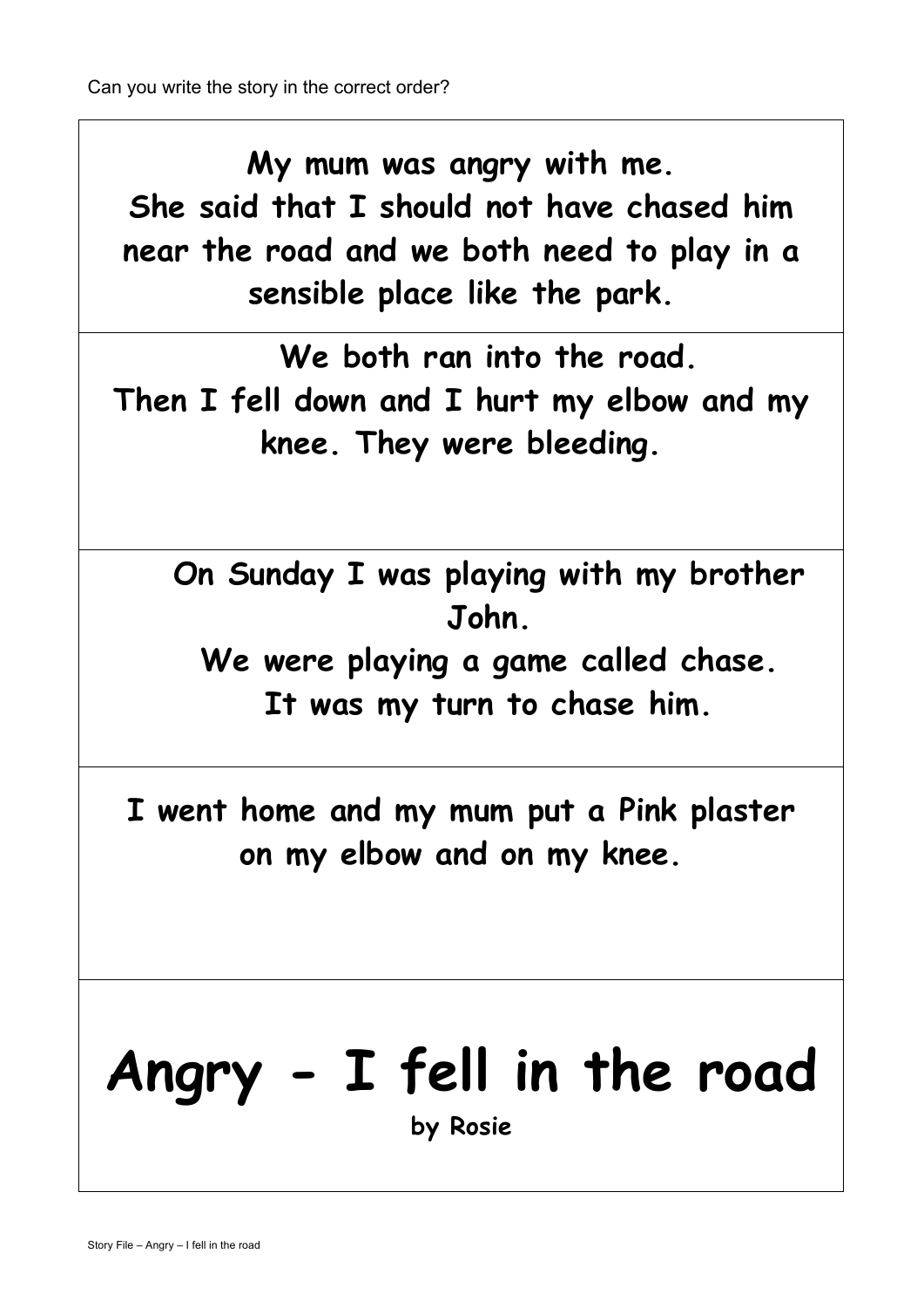Can you write the story in the correct order?

**My mum was angry with me.**
**She said that I should not have chased him near the road and we both need to play in a sensible place like the park.**

---

**We both ran into the road.**
**Then I fell down and I hurt my elbow and my knee. They were bleeding.**

---

**On Sunday I was playing with my brother John.**
**We were playing a game called chase.**
**It was my turn to chase him.**

---

**I went home and my mum put a Pink plaster on my elbow and on my knee.**

---

# Angry - I fell in the road

**by Rosie**

Story File – Angry – I fell in the road